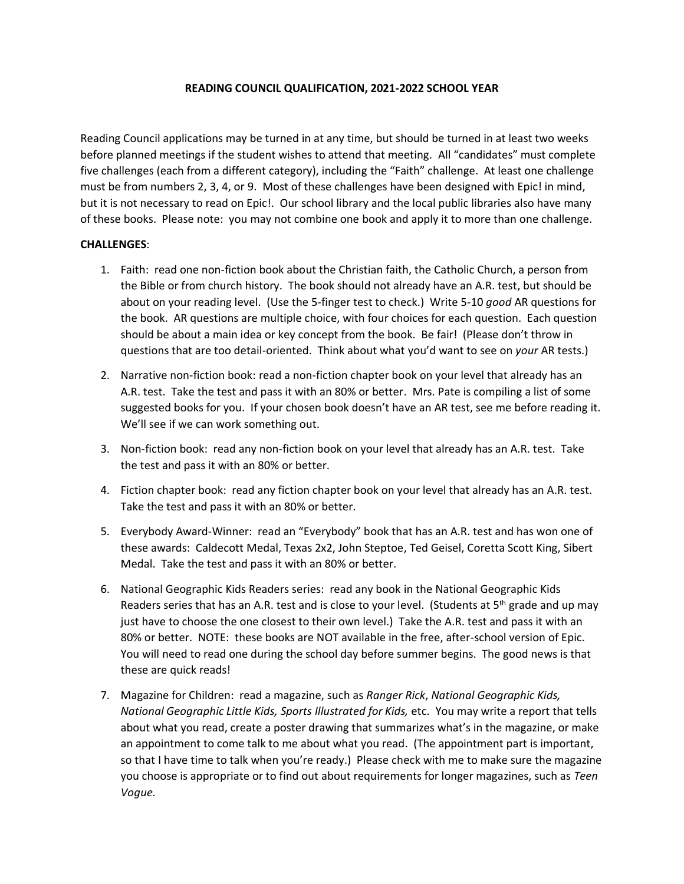# READING COUNCIL QUALIFICATION, 2021-2022 SCHOOL YEAR

Reading Council applications may be turned in at any time, but should be turned in at least two weeks before planned meetings if the student wishes to attend that meeting. All "candidates" must complete five challenges (each from a different category), including the "Faith" challenge. At least one challenge must be from numbers 2, 3, 4, or 9. Most of these challenges have been designed with Epic! in mind, but it is not necessary to read on Epic!. Our school library and the local public libraries also have many of these books. Please note: you may not combine one book and apply it to more than one challenge.

**CHALLENGES**:

1. Faith: read one non-fiction book about the Christian faith, the Catholic Church, a person from the Bible or from church history. The book should not already have an A.R. test, but should be about on your reading level. (Use the 5-finger test to check.) Write 5-10 *good* AR questions for the book. AR questions are multiple choice, with four choices for each question. Each question should be about a main idea or key concept from the book. Be fair! (Please don't throw in questions that are too detail-oriented. Think about what you'd want to see on *your* AR tests.)

2. Narrative non-fiction book: read a non-fiction chapter book on your level that already has an A.R. test. Take the test and pass it with an 80% or better. Mrs. Pate is compiling a list of some suggested books for you. If your chosen book doesn't have an AR test, see me before reading it. We'll see if we can work something out.

3. Non-fiction book: read any non-fiction book on your level that already has an A.R. test. Take the test and pass it with an 80% or better.

4. Fiction chapter book: read any fiction chapter book on your level that already has an A.R. test. Take the test and pass it with an 80% or better.

5. Everybody Award-Winner: read an "Everybody" book that has an A.R. test and has won one of these awards: Caldecott Medal, Texas 2x2, John Steptoe, Ted Geisel, Coretta Scott King, Sibert Medal. Take the test and pass it with an 80% or better.

6. National Geographic Kids Readers series: read any book in the National Geographic Kids Readers series that has an A.R. test and is close to your level. (Students at 5th grade and up may just have to choose the one closest to their own level.) Take the A.R. test and pass it with an 80% or better. NOTE: these books are NOT available in the free, after-school version of Epic. You will need to read one during the school day before summer begins. The good news is that these are quick reads!

7. Magazine for Children: read a magazine, such as *Ranger Rick*, *National Geographic Kids, National Geographic Little Kids, Sports Illustrated for Kids,* etc. You may write a report that tells about what you read, create a poster drawing that summarizes what's in the magazine, or make an appointment to come talk to me about what you read. (The appointment part is important, so that I have time to talk when you're ready.) Please check with me to make sure the magazine you choose is appropriate or to find out about requirements for longer magazines, such as *Teen Vogue.*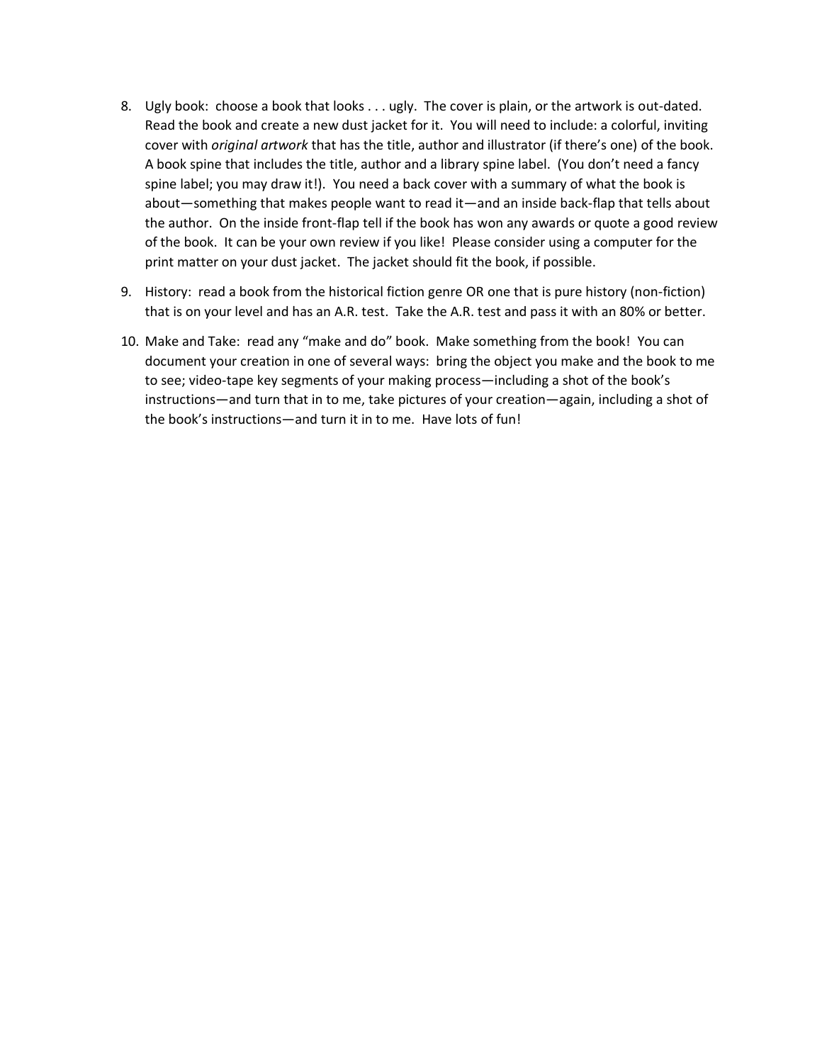8. Ugly book: choose a book that looks . . . ugly. The cover is plain, or the artwork is out-dated. Read the book and create a new dust jacket for it. You will need to include: a colorful, inviting cover with *original artwork* that has the title, author and illustrator (if there's one) of the book. A book spine that includes the title, author and a library spine label. (You don't need a fancy spine label; you may draw it!). You need a back cover with a summary of what the book is about—something that makes people want to read it—and an inside back-flap that tells about the author. On the inside front-flap tell if the book has won any awards or quote a good review of the book. It can be your own review if you like! Please consider using a computer for the print matter on your dust jacket. The jacket should fit the book, if possible.

9. History: read a book from the historical fiction genre OR one that is pure history (non-fiction) that is on your level and has an A.R. test. Take the A.R. test and pass it with an 80% or better.

10. Make and Take: read any "make and do" book. Make something from the book! You can document your creation in one of several ways: bring the object you make and the book to me to see; video-tape key segments of your making process—including a shot of the book's instructions—and turn that in to me, take pictures of your creation—again, including a shot of the book's instructions—and turn it in to me. Have lots of fun!